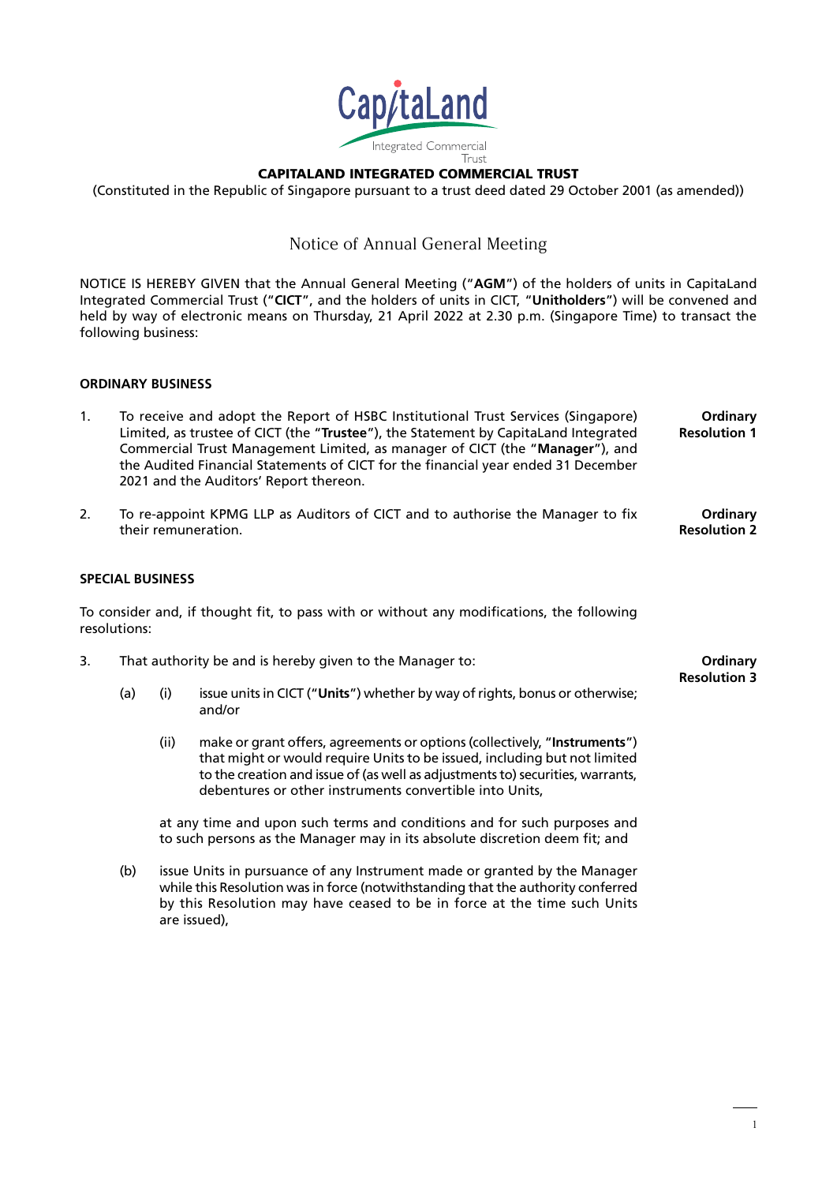**CAPITALAND INTEGRATED COMMERCIAL TRUST**

(Constituted in the Republic of Singapore pursuant to a trust deed dated 29 October 2001 (as amended))

# Notice of Annual General Meeting

NOTICE IS HEREBY GIVEN that the Annual General Meeting ("**AGM**") of the holders of units in CapitaLand Integrated Commercial Trust ("**CICT**", and the holders of units in CICT, "**Unitholders**") will be convened and held by way of electronic means on Thursday, 21 April 2022 at 2.30 p.m. (Singapore Time) to transact the following business:

## ORDINARY BUSINESS

1. To receive and adopt the Report of HSBC Institutional Trust Services (Singapore) Limited, as trustee of CICT (the "**Trustee**"), the Statement by CapitaLand Integrated Commercial Trust Management Limited, as manager of CICT (the "**Manager**"), and the Audited Financial Statements of CICT for the financial year ended 31 December 2021 and the Auditors' Report thereon. **Ordinary Resolution 1**

2. To re-appoint KPMG LLP as Auditors of CICT and to authorise the Manager to fix their remuneration. **Ordinary Resolution 2**

## SPECIAL BUSINESS

To consider and, if thought fit, to pass with or without any modifications, the following resolutions:

3. That authority be and is hereby given to the Manager to: **Ordinary Resolution 3**

   (a) (i) issue units in CICT ("**Units**") whether by way of rights, bonus or otherwise; and/or

   (ii) make or grant offers, agreements or options (collectively, "**Instruments**") that might or would require Units to be issued, including but not limited to the creation and issue of (as well as adjustments to) securities, warrants, debentures or other instruments convertible into Units,

   at any time and upon such terms and conditions and for such purposes and to such persons as the Manager may in its absolute discretion deem fit; and

   (b) issue Units in pursuance of any Instrument made or granted by the Manager while this Resolution was in force (notwithstanding that the authority conferred by this Resolution may have ceased to be in force at the time such Units are issued),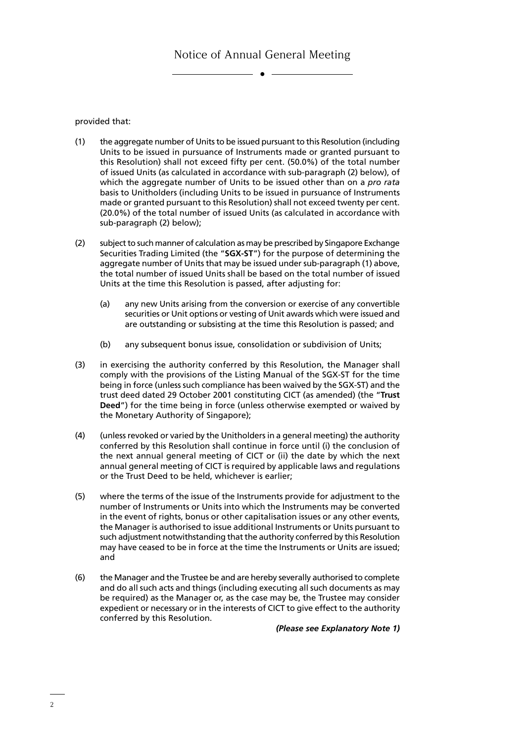provided that:

(1) the aggregate number of Units to be issued pursuant to this Resolution (including Units to be issued in pursuance of Instruments made or granted pursuant to this Resolution) shall not exceed fifty per cent. (50.0%) of the total number of issued Units (as calculated in accordance with sub-paragraph (2) below), of which the aggregate number of Units to be issued other than on a *pro rata* basis to Unitholders (including Units to be issued in pursuance of Instruments made or granted pursuant to this Resolution) shall not exceed twenty per cent. (20.0%) of the total number of issued Units (as calculated in accordance with sub-paragraph (2) below);

(2) subject to such manner of calculation as may be prescribed by Singapore Exchange Securities Trading Limited (the "**SGX-ST**") for the purpose of determining the aggregate number of Units that may be issued under sub-paragraph (1) above, the total number of issued Units shall be based on the total number of issued Units at the time this Resolution is passed, after adjusting for:

    (a) any new Units arising from the conversion or exercise of any convertible securities or Unit options or vesting of Unit awards which were issued and are outstanding or subsisting at the time this Resolution is passed; and

    (b) any subsequent bonus issue, consolidation or subdivision of Units;

(3) in exercising the authority conferred by this Resolution, the Manager shall comply with the provisions of the Listing Manual of the SGX-ST for the time being in force (unless such compliance has been waived by the SGX-ST) and the trust deed dated 29 October 2001 constituting CICT (as amended) (the "**Trust Deed**") for the time being in force (unless otherwise exempted or waived by the Monetary Authority of Singapore);

(4) (unless revoked or varied by the Unitholders in a general meeting) the authority conferred by this Resolution shall continue in force until (i) the conclusion of the next annual general meeting of CICT or (ii) the date by which the next annual general meeting of CICT is required by applicable laws and regulations or the Trust Deed to be held, whichever is earlier;

(5) where the terms of the issue of the Instruments provide for adjustment to the number of Instruments or Units into which the Instruments may be converted in the event of rights, bonus or other capitalisation issues or any other events, the Manager is authorised to issue additional Instruments or Units pursuant to such adjustment notwithstanding that the authority conferred by this Resolution may have ceased to be in force at the time the Instruments or Units are issued; and

(6) the Manager and the Trustee be and are hereby severally authorised to complete and do all such acts and things (including executing all such documents as may be required) as the Manager or, as the case may be, the Trustee may consider expedient or necessary or in the interests of CICT to give effect to the authority conferred by this Resolution.

***(Please see Explanatory Note 1)***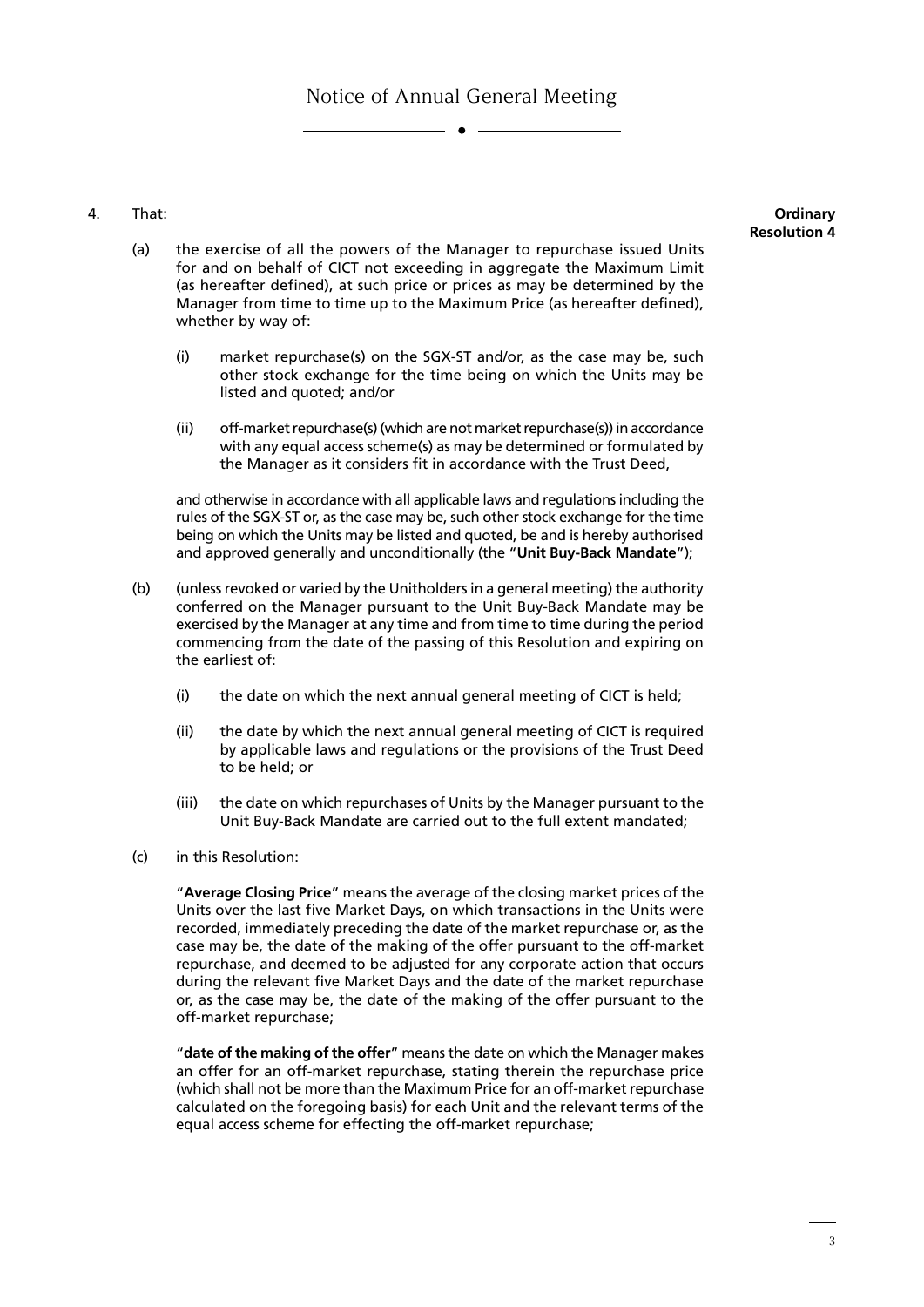4. That: **Ordinary Resolution 4**

   (a) the exercise of all the powers of the Manager to repurchase issued Units for and on behalf of CICT not exceeding in aggregate the Maximum Limit (as hereafter defined), at such price or prices as may be determined by the Manager from time to time up to the Maximum Price (as hereafter defined), whether by way of:

      (i) market repurchase(s) on the SGX-ST and/or, as the case may be, such other stock exchange for the time being on which the Units may be listed and quoted; and/or

      (ii) off-market repurchase(s) (which are not market repurchase(s)) in accordance with any equal access scheme(s) as may be determined or formulated by the Manager as it considers fit in accordance with the Trust Deed,

   and otherwise in accordance with all applicable laws and regulations including the rules of the SGX-ST or, as the case may be, such other stock exchange for the time being on which the Units may be listed and quoted, be and is hereby authorised and approved generally and unconditionally (the "**Unit Buy-Back Mandate**");

   (b) (unless revoked or varied by the Unitholders in a general meeting) the authority conferred on the Manager pursuant to the Unit Buy-Back Mandate may be exercised by the Manager at any time and from time to time during the period commencing from the date of the passing of this Resolution and expiring on the earliest of:

      (i) the date on which the next annual general meeting of CICT is held;

      (ii) the date by which the next annual general meeting of CICT is required by applicable laws and regulations or the provisions of the Trust Deed to be held; or

      (iii) the date on which repurchases of Units by the Manager pursuant to the Unit Buy-Back Mandate are carried out to the full extent mandated;

   (c) in this Resolution:

   "**Average Closing Price**" means the average of the closing market prices of the Units over the last five Market Days, on which transactions in the Units were recorded, immediately preceding the date of the market repurchase or, as the case may be, the date of the making of the offer pursuant to the off-market repurchase, and deemed to be adjusted for any corporate action that occurs during the relevant five Market Days and the date of the market repurchase or, as the case may be, the date of the making of the offer pursuant to the off-market repurchase;

   "**date of the making of the offer**" means the date on which the Manager makes an offer for an off-market repurchase, stating therein the repurchase price (which shall not be more than the Maximum Price for an off-market repurchase calculated on the foregoing basis) for each Unit and the relevant terms of the equal access scheme for effecting the off-market repurchase;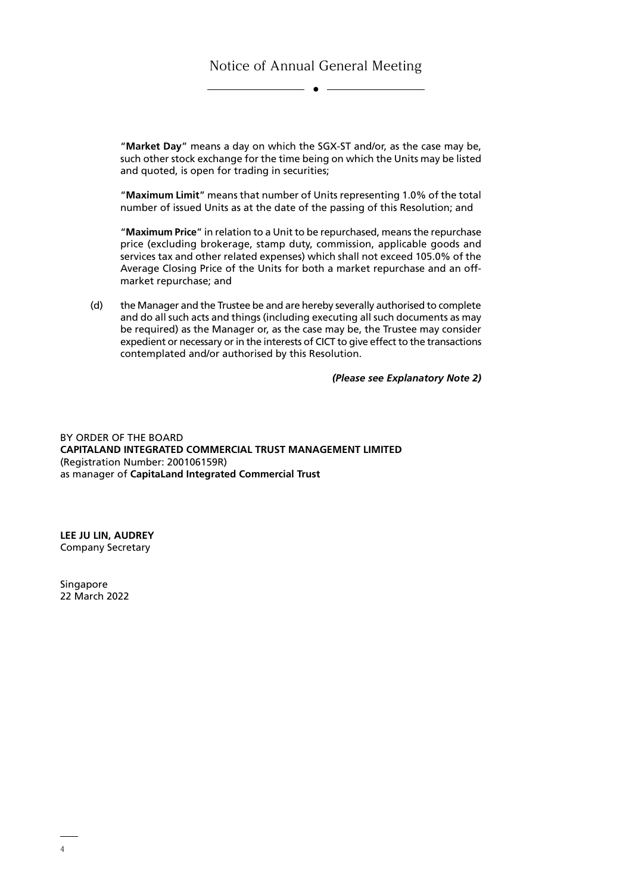"**Market Day**" means a day on which the SGX-ST and/or, as the case may be, such other stock exchange for the time being on which the Units may be listed and quoted, is open for trading in securities;

"**Maximum Limit**" means that number of Units representing 1.0% of the total number of issued Units as at the date of the passing of this Resolution; and

"**Maximum Price**" in relation to a Unit to be repurchased, means the repurchase price (excluding brokerage, stamp duty, commission, applicable goods and services tax and other related expenses) which shall not exceed 105.0% of the Average Closing Price of the Units for both a market repurchase and an off-market repurchase; and

(d) the Manager and the Trustee be and are hereby severally authorised to complete and do all such acts and things (including executing all such documents as may be required) as the Manager or, as the case may be, the Trustee may consider expedient or necessary or in the interests of CICT to give effect to the transactions contemplated and/or authorised by this Resolution.

***(Please see Explanatory Note 2)***

BY ORDER OF THE BOARD
**CAPITALAND INTEGRATED COMMERCIAL TRUST MANAGEMENT LIMITED**
(Registration Number: 200106159R)
as manager of **CapitaLand Integrated Commercial Trust**

**LEE JU LIN, AUDREY**
Company Secretary

Singapore
22 March 2022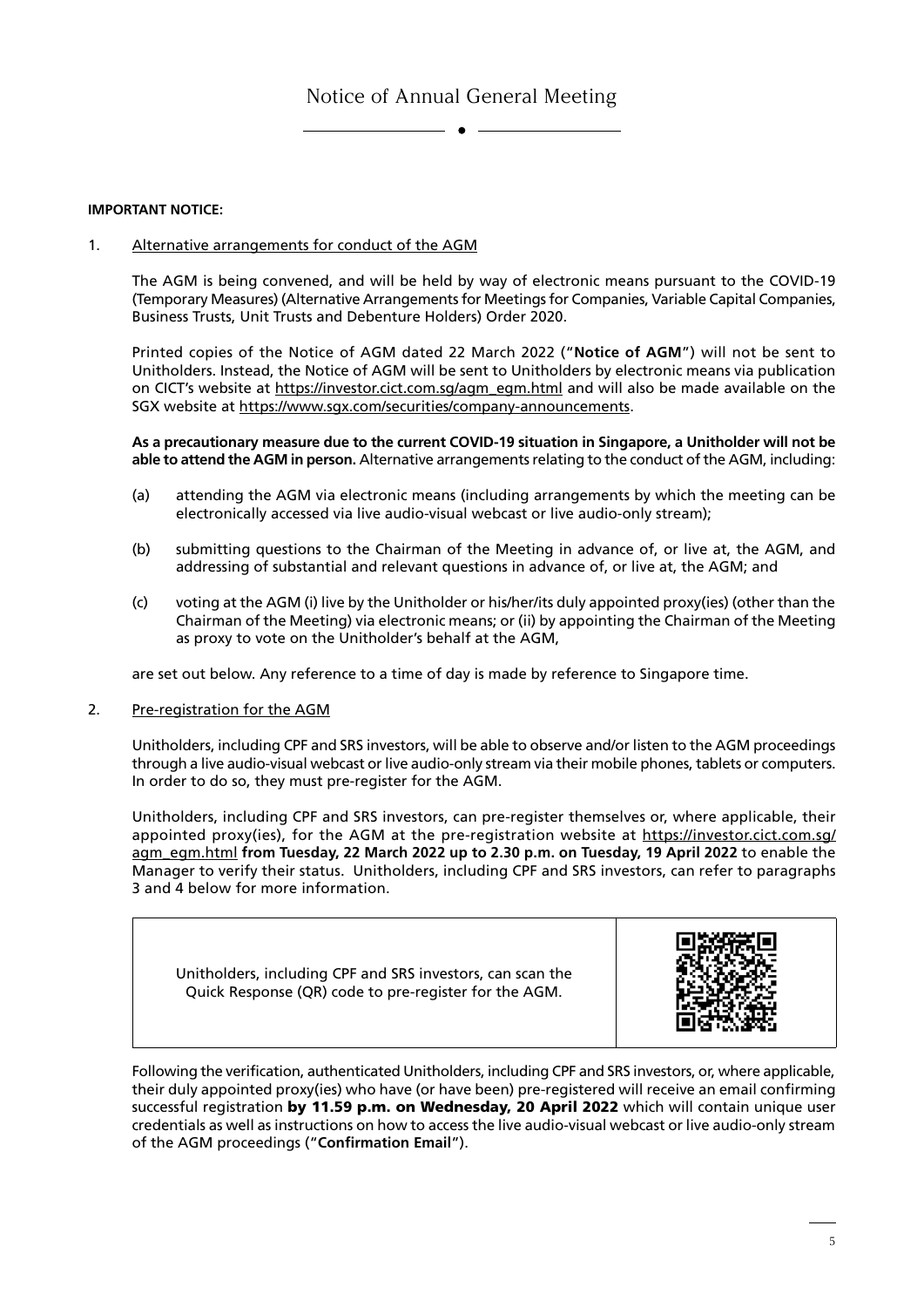# Notice of Annual General Meeting

**IMPORTANT NOTICE:**

1. Alternative arrangements for conduct of the AGM

   The AGM is being convened, and will be held by way of electronic means pursuant to the COVID-19 (Temporary Measures) (Alternative Arrangements for Meetings for Companies, Variable Capital Companies, Business Trusts, Unit Trusts and Debenture Holders) Order 2020.

   Printed copies of the Notice of AGM dated 22 March 2022 ("**Notice of AGM**") will not be sent to Unitholders. Instead, the Notice of AGM will be sent to Unitholders by electronic means via publication on CICT's website at https://investor.cict.com.sg/agm_egm.html and will also be made available on the SGX website at https://www.sgx.com/securities/company-announcements.

   **As a precautionary measure due to the current COVID-19 situation in Singapore, a Unitholder will not be able to attend the AGM in person.** Alternative arrangements relating to the conduct of the AGM, including:

   (a) attending the AGM via electronic means (including arrangements by which the meeting can be electronically accessed via live audio-visual webcast or live audio-only stream);

   (b) submitting questions to the Chairman of the Meeting in advance of, or live at, the AGM, and addressing of substantial and relevant questions in advance of, or live at, the AGM; and

   (c) voting at the AGM (i) live by the Unitholder or his/her/its duly appointed proxy(ies) (other than the Chairman of the Meeting) via electronic means; or (ii) by appointing the Chairman of the Meeting as proxy to vote on the Unitholder's behalf at the AGM,

   are set out below. Any reference to a time of day is made by reference to Singapore time.

2. Pre-registration for the AGM

   Unitholders, including CPF and SRS investors, will be able to observe and/or listen to the AGM proceedings through a live audio-visual webcast or live audio-only stream via their mobile phones, tablets or computers. In order to do so, they must pre-register for the AGM.

   Unitholders, including CPF and SRS investors, can pre-register themselves or, where applicable, their appointed proxy(ies), for the AGM at the pre-registration website at https://investor.cict.com.sg/agm_egm.html **from Tuesday, 22 March 2022 up to 2.30 p.m. on Tuesday, 19 April 2022** to enable the Manager to verify their status. Unitholders, including CPF and SRS investors, can refer to paragraphs 3 and 4 below for more information.

   | Unitholders, including CPF and SRS investors, can scan the Quick Response (QR) code to pre-register for the AGM. | |
   |---|---|

   Following the verification, authenticated Unitholders, including CPF and SRS investors, or, where applicable, their duly appointed proxy(ies) who have (or have been) pre-registered will receive an email confirming successful registration **by 11.59 p.m. on Wednesday, 20 April 2022** which will contain unique user credentials as well as instructions on how to access the live audio-visual webcast or live audio-only stream of the AGM proceedings ("**Confirmation Email**").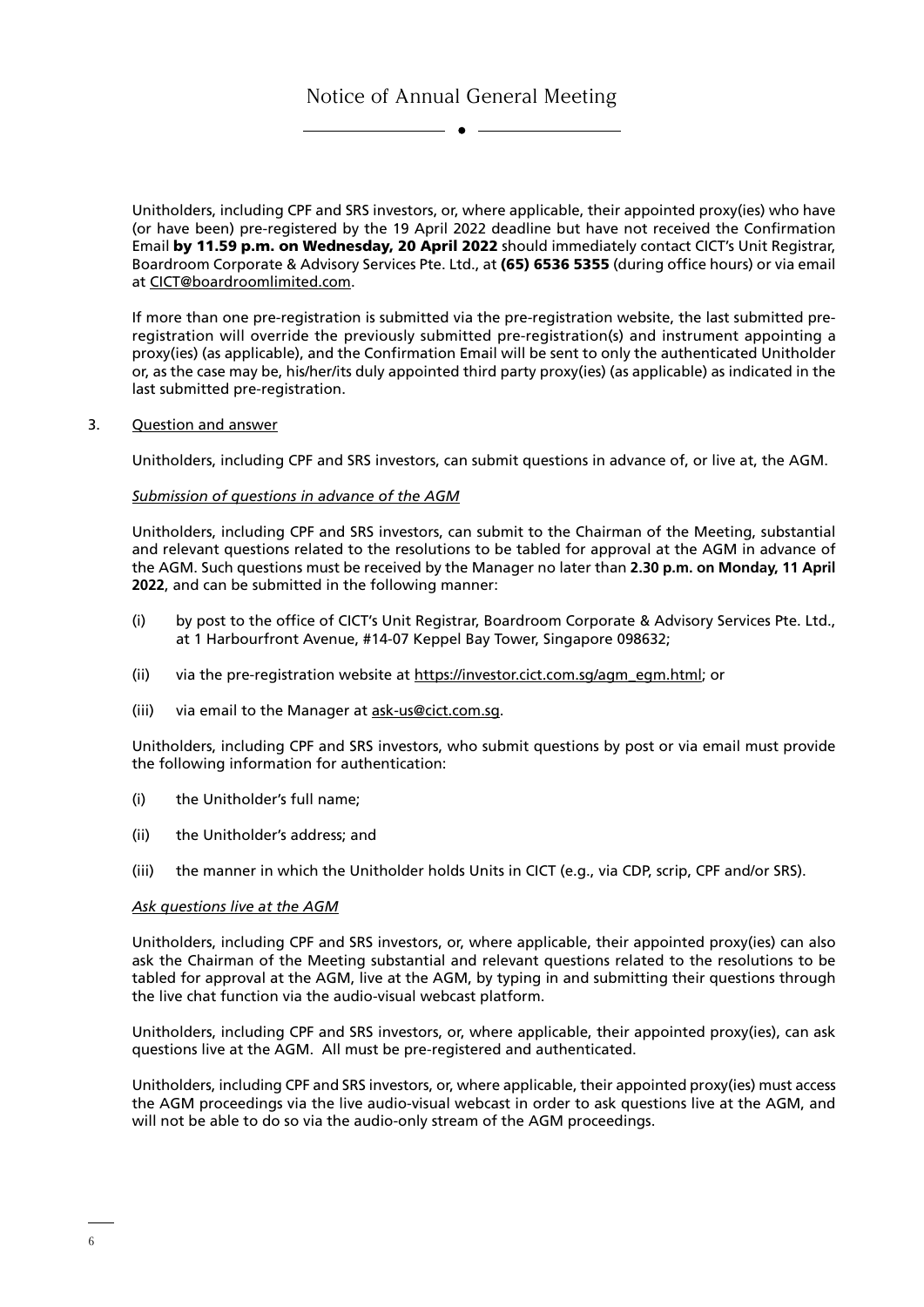Unitholders, including CPF and SRS investors, or, where applicable, their appointed proxy(ies) who have (or have been) pre-registered by the 19 April 2022 deadline but have not received the Confirmation Email **by 11.59 p.m. on Wednesday, 20 April 2022** should immediately contact CICT's Unit Registrar, Boardroom Corporate & Advisory Services Pte. Ltd., at **(65) 6536 5355** (during office hours) or via email at CICT@boardroomlimited.com.

If more than one pre-registration is submitted via the pre-registration website, the last submitted pre-registration will override the previously submitted pre-registration(s) and instrument appointing a proxy(ies) (as applicable), and the Confirmation Email will be sent to only the authenticated Unitholder or, as the case may be, his/her/its duly appointed third party proxy(ies) (as applicable) as indicated in the last submitted pre-registration.

3. Question and answer

Unitholders, including CPF and SRS investors, can submit questions in advance of, or live at, the AGM.

*Submission of questions in advance of the AGM*

Unitholders, including CPF and SRS investors, can submit to the Chairman of the Meeting, substantial and relevant questions related to the resolutions to be tabled for approval at the AGM in advance of the AGM. Such questions must be received by the Manager no later than **2.30 p.m. on Monday, 11 April 2022**, and can be submitted in the following manner:

(i) by post to the office of CICT's Unit Registrar, Boardroom Corporate & Advisory Services Pte. Ltd., at 1 Harbourfront Avenue, #14-07 Keppel Bay Tower, Singapore 098632;

(ii) via the pre-registration website at https://investor.cict.com.sg/agm_egm.html; or

(iii) via email to the Manager at ask-us@cict.com.sg.

Unitholders, including CPF and SRS investors, who submit questions by post or via email must provide the following information for authentication:

(i) the Unitholder's full name;

(ii) the Unitholder's address; and

(iii) the manner in which the Unitholder holds Units in CICT (e.g., via CDP, scrip, CPF and/or SRS).

*Ask questions live at the AGM*

Unitholders, including CPF and SRS investors, or, where applicable, their appointed proxy(ies) can also ask the Chairman of the Meeting substantial and relevant questions related to the resolutions to be tabled for approval at the AGM, live at the AGM, by typing in and submitting their questions through the live chat function via the audio-visual webcast platform.

Unitholders, including CPF and SRS investors, or, where applicable, their appointed proxy(ies), can ask questions live at the AGM. All must be pre-registered and authenticated.

Unitholders, including CPF and SRS investors, or, where applicable, their appointed proxy(ies) must access the AGM proceedings via the live audio-visual webcast in order to ask questions live at the AGM, and will not be able to do so via the audio-only stream of the AGM proceedings.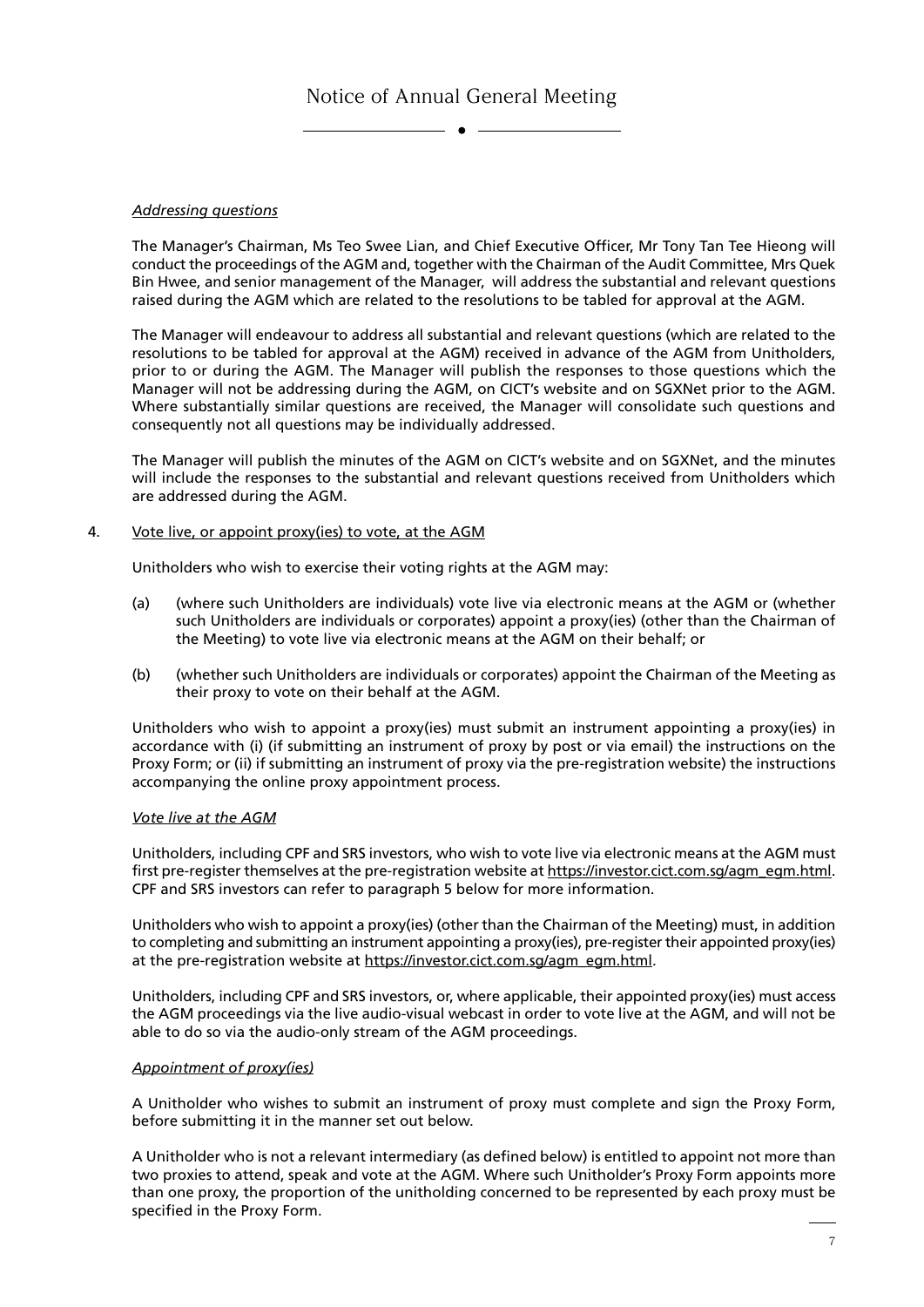*Addressing questions*

The Manager's Chairman, Ms Teo Swee Lian, and Chief Executive Officer, Mr Tony Tan Tee Hieong will conduct the proceedings of the AGM and, together with the Chairman of the Audit Committee, Mrs Quek Bin Hwee, and senior management of the Manager, will address the substantial and relevant questions raised during the AGM which are related to the resolutions to be tabled for approval at the AGM.

The Manager will endeavour to address all substantial and relevant questions (which are related to the resolutions to be tabled for approval at the AGM) received in advance of the AGM from Unitholders, prior to or during the AGM. The Manager will publish the responses to those questions which the Manager will not be addressing during the AGM, on CICT's website and on SGXNet prior to the AGM. Where substantially similar questions are received, the Manager will consolidate such questions and consequently not all questions may be individually addressed.

The Manager will publish the minutes of the AGM on CICT's website and on SGXNet, and the minutes will include the responses to the substantial and relevant questions received from Unitholders which are addressed during the AGM.

4. Vote live, or appoint proxy(ies) to vote, at the AGM

Unitholders who wish to exercise their voting rights at the AGM may:

(a) (where such Unitholders are individuals) vote live via electronic means at the AGM or (whether such Unitholders are individuals or corporates) appoint a proxy(ies) (other than the Chairman of the Meeting) to vote live via electronic means at the AGM on their behalf; or

(b) (whether such Unitholders are individuals or corporates) appoint the Chairman of the Meeting as their proxy to vote on their behalf at the AGM.

Unitholders who wish to appoint a proxy(ies) must submit an instrument appointing a proxy(ies) in accordance with (i) (if submitting an instrument of proxy by post or via email) the instructions on the Proxy Form; or (ii) if submitting an instrument of proxy via the pre-registration website) the instructions accompanying the online proxy appointment process.

*Vote live at the AGM*

Unitholders, including CPF and SRS investors, who wish to vote live via electronic means at the AGM must first pre-register themselves at the pre-registration website at https://investor.cict.com.sg/agm_egm.html. CPF and SRS investors can refer to paragraph 5 below for more information.

Unitholders who wish to appoint a proxy(ies) (other than the Chairman of the Meeting) must, in addition to completing and submitting an instrument appointing a proxy(ies), pre-register their appointed proxy(ies) at the pre-registration website at https://investor.cict.com.sg/agm_egm.html.

Unitholders, including CPF and SRS investors, or, where applicable, their appointed proxy(ies) must access the AGM proceedings via the live audio-visual webcast in order to vote live at the AGM, and will not be able to do so via the audio-only stream of the AGM proceedings.

*Appointment of proxy(ies)*

A Unitholder who wishes to submit an instrument of proxy must complete and sign the Proxy Form, before submitting it in the manner set out below.

A Unitholder who is not a relevant intermediary (as defined below) is entitled to appoint not more than two proxies to attend, speak and vote at the AGM. Where such Unitholder's Proxy Form appoints more than one proxy, the proportion of the unitholding concerned to be represented by each proxy must be specified in the Proxy Form.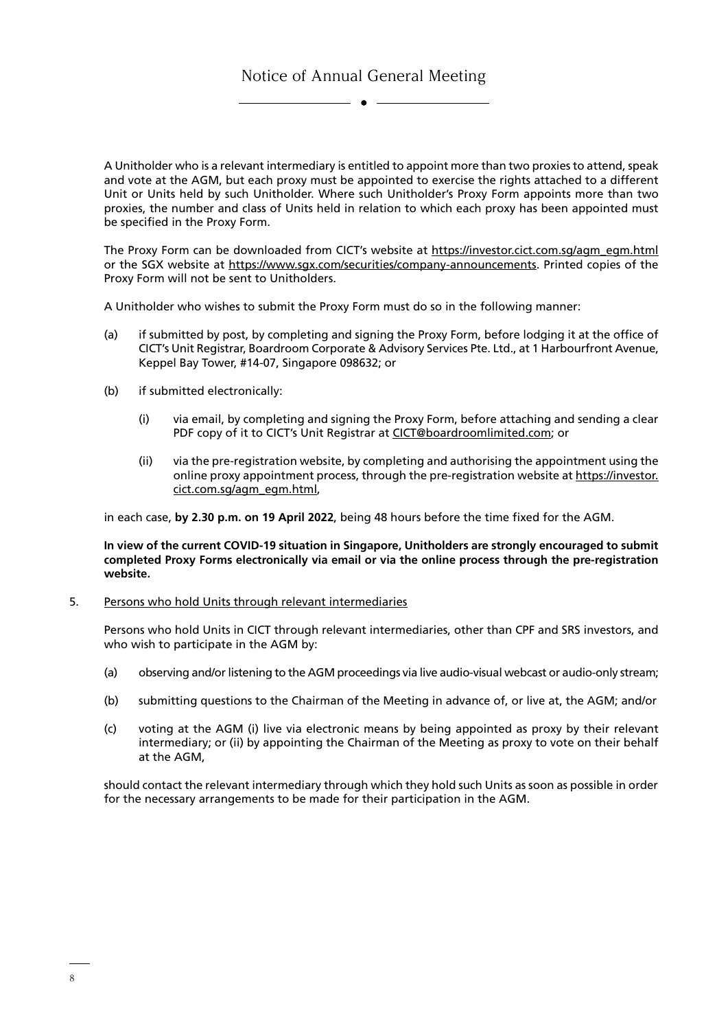A Unitholder who is a relevant intermediary is entitled to appoint more than two proxies to attend, speak and vote at the AGM, but each proxy must be appointed to exercise the rights attached to a different Unit or Units held by such Unitholder. Where such Unitholder's Proxy Form appoints more than two proxies, the number and class of Units held in relation to which each proxy has been appointed must be specified in the Proxy Form.

The Proxy Form can be downloaded from CICT's website at https://investor.cict.com.sg/agm_egm.html or the SGX website at https://www.sgx.com/securities/company-announcements. Printed copies of the Proxy Form will not be sent to Unitholders.

A Unitholder who wishes to submit the Proxy Form must do so in the following manner:

(a) if submitted by post, by completing and signing the Proxy Form, before lodging it at the office of CICT's Unit Registrar, Boardroom Corporate & Advisory Services Pte. Ltd., at 1 Harbourfront Avenue, Keppel Bay Tower, #14-07, Singapore 098632; or

(b) if submitted electronically:

  (i) via email, by completing and signing the Proxy Form, before attaching and sending a clear PDF copy of it to CICT's Unit Registrar at CICT@boardroomlimited.com; or

  (ii) via the pre-registration website, by completing and authorising the appointment using the online proxy appointment process, through the pre-registration website at https://investor.cict.com.sg/agm_egm.html,

in each case, **by 2.30 p.m. on 19 April 2022**, being 48 hours before the time fixed for the AGM.

**In view of the current COVID-19 situation in Singapore, Unitholders are strongly encouraged to submit completed Proxy Forms electronically via email or via the online process through the pre-registration website.**

5. Persons who hold Units through relevant intermediaries

Persons who hold Units in CICT through relevant intermediaries, other than CPF and SRS investors, and who wish to participate in the AGM by:

(a) observing and/or listening to the AGM proceedings via live audio-visual webcast or audio-only stream;

(b) submitting questions to the Chairman of the Meeting in advance of, or live at, the AGM; and/or

(c) voting at the AGM (i) live via electronic means by being appointed as proxy by their relevant intermediary; or (ii) by appointing the Chairman of the Meeting as proxy to vote on their behalf at the AGM,

should contact the relevant intermediary through which they hold such Units as soon as possible in order for the necessary arrangements to be made for their participation in the AGM.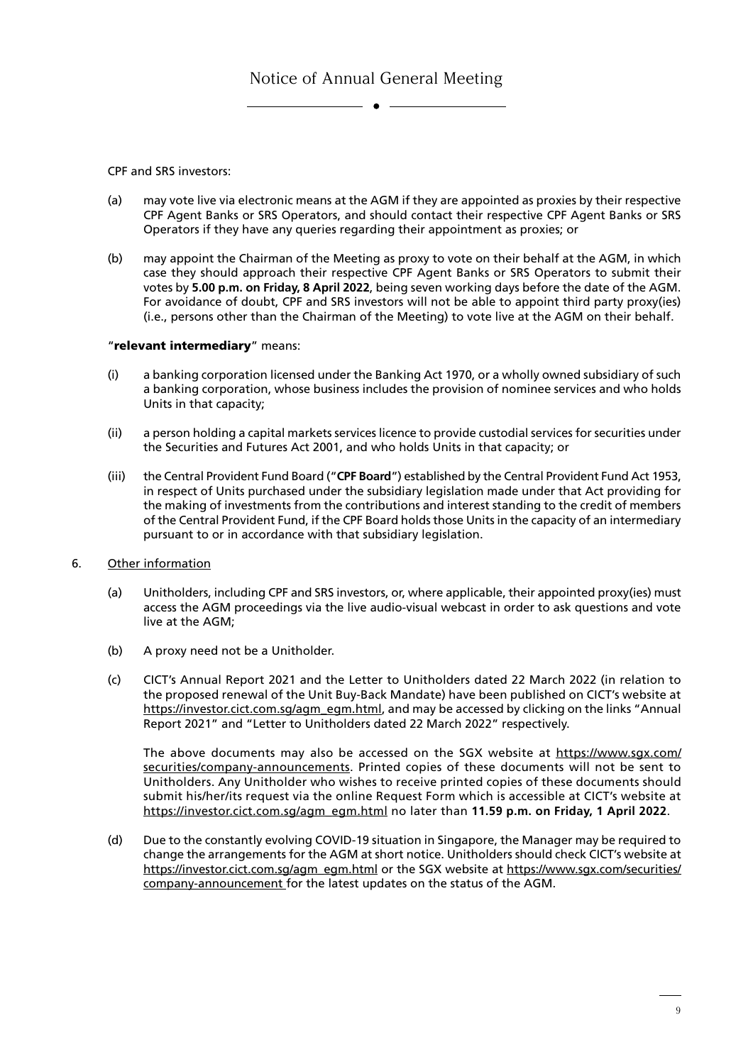CPF and SRS investors:

(a) may vote live via electronic means at the AGM if they are appointed as proxies by their respective CPF Agent Banks or SRS Operators, and should contact their respective CPF Agent Banks or SRS Operators if they have any queries regarding their appointment as proxies; or

(b) may appoint the Chairman of the Meeting as proxy to vote on their behalf at the AGM, in which case they should approach their respective CPF Agent Banks or SRS Operators to submit their votes by **5.00 p.m. on Friday, 8 April 2022**, being seven working days before the date of the AGM. For avoidance of doubt, CPF and SRS investors will not be able to appoint third party proxy(ies) (i.e., persons other than the Chairman of the Meeting) to vote live at the AGM on their behalf.

"**relevant intermediary**" means:

(i) a banking corporation licensed under the Banking Act 1970, or a wholly owned subsidiary of such a banking corporation, whose business includes the provision of nominee services and who holds Units in that capacity;

(ii) a person holding a capital markets services licence to provide custodial services for securities under the Securities and Futures Act 2001, and who holds Units in that capacity; or

(iii) the Central Provident Fund Board ("**CPF Board**") established by the Central Provident Fund Act 1953, in respect of Units purchased under the subsidiary legislation made under that Act providing for the making of investments from the contributions and interest standing to the credit of members of the Central Provident Fund, if the CPF Board holds those Units in the capacity of an intermediary pursuant to or in accordance with that subsidiary legislation.

6. Other information

(a) Unitholders, including CPF and SRS investors, or, where applicable, their appointed proxy(ies) must access the AGM proceedings via the live audio-visual webcast in order to ask questions and vote live at the AGM;

(b) A proxy need not be a Unitholder.

(c) CICT's Annual Report 2021 and the Letter to Unitholders dated 22 March 2022 (in relation to the proposed renewal of the Unit Buy-Back Mandate) have been published on CICT's website at https://investor.cict.com.sg/agm_egm.html, and may be accessed by clicking on the links "Annual Report 2021" and "Letter to Unitholders dated 22 March 2022" respectively.

The above documents may also be accessed on the SGX website at https://www.sgx.com/securities/company-announcements. Printed copies of these documents will not be sent to Unitholders. Any Unitholder who wishes to receive printed copies of these documents should submit his/her/its request via the online Request Form which is accessible at CICT's website at https://investor.cict.com.sg/agm_egm.html no later than **11.59 p.m. on Friday, 1 April 2022**.

(d) Due to the constantly evolving COVID-19 situation in Singapore, the Manager may be required to change the arrangements for the AGM at short notice. Unitholders should check CICT's website at https://investor.cict.com.sg/agm_egm.html or the SGX website at https://www.sgx.com/securities/company-announcement for the latest updates on the status of the AGM.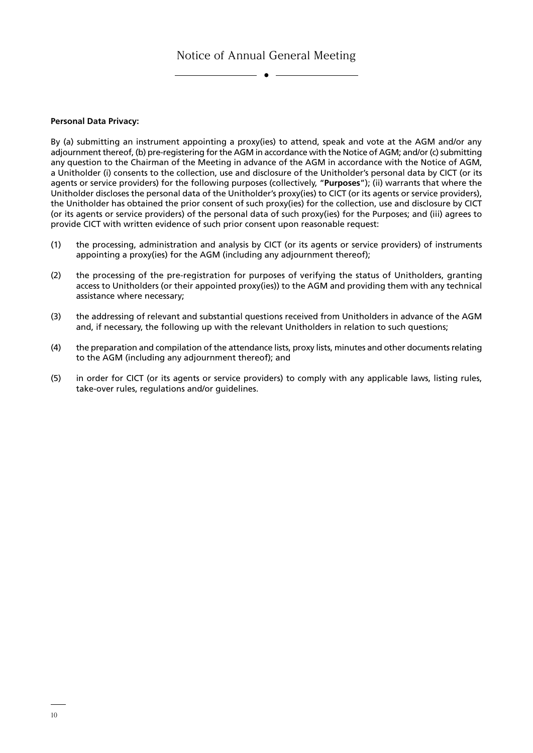**Personal Data Privacy:**

By (a) submitting an instrument appointing a proxy(ies) to attend, speak and vote at the AGM and/or any adjournment thereof, (b) pre-registering for the AGM in accordance with the Notice of AGM; and/or (c) submitting any question to the Chairman of the Meeting in advance of the AGM in accordance with the Notice of AGM, a Unitholder (i) consents to the collection, use and disclosure of the Unitholder's personal data by CICT (or its agents or service providers) for the following purposes (collectively, "**Purposes**"); (ii) warrants that where the Unitholder discloses the personal data of the Unitholder's proxy(ies) to CICT (or its agents or service providers), the Unitholder has obtained the prior consent of such proxy(ies) for the collection, use and disclosure by CICT (or its agents or service providers) of the personal data of such proxy(ies) for the Purposes; and (iii) agrees to provide CICT with written evidence of such prior consent upon reasonable request:

(1) the processing, administration and analysis by CICT (or its agents or service providers) of instruments appointing a proxy(ies) for the AGM (including any adjournment thereof);

(2) the processing of the pre-registration for purposes of verifying the status of Unitholders, granting access to Unitholders (or their appointed proxy(ies)) to the AGM and providing them with any technical assistance where necessary;

(3) the addressing of relevant and substantial questions received from Unitholders in advance of the AGM and, if necessary, the following up with the relevant Unitholders in relation to such questions;

(4) the preparation and compilation of the attendance lists, proxy lists, minutes and other documents relating to the AGM (including any adjournment thereof); and

(5) in order for CICT (or its agents or service providers) to comply with any applicable laws, listing rules, take-over rules, regulations and/or guidelines.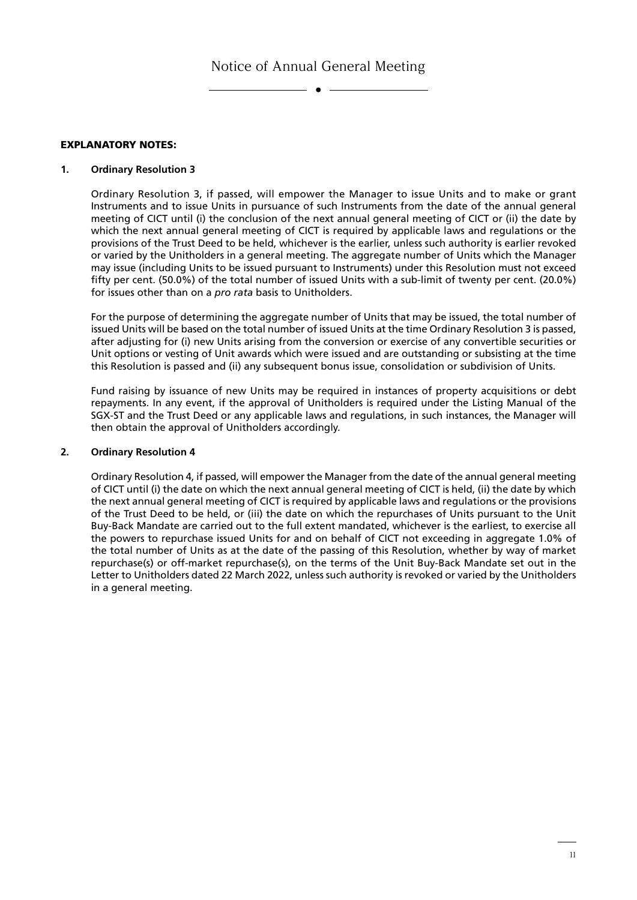**EXPLANATORY NOTES:**

**1. Ordinary Resolution 3**

Ordinary Resolution 3, if passed, will empower the Manager to issue Units and to make or grant Instruments and to issue Units in pursuance of such Instruments from the date of the annual general meeting of CICT until (i) the conclusion of the next annual general meeting of CICT or (ii) the date by which the next annual general meeting of CICT is required by applicable laws and regulations or the provisions of the Trust Deed to be held, whichever is the earlier, unless such authority is earlier revoked or varied by the Unitholders in a general meeting. The aggregate number of Units which the Manager may issue (including Units to be issued pursuant to Instruments) under this Resolution must not exceed fifty per cent. (50.0%) of the total number of issued Units with a sub-limit of twenty per cent. (20.0%) for issues other than on a *pro rata* basis to Unitholders.

For the purpose of determining the aggregate number of Units that may be issued, the total number of issued Units will be based on the total number of issued Units at the time Ordinary Resolution 3 is passed, after adjusting for (i) new Units arising from the conversion or exercise of any convertible securities or Unit options or vesting of Unit awards which were issued and are outstanding or subsisting at the time this Resolution is passed and (ii) any subsequent bonus issue, consolidation or subdivision of Units.

Fund raising by issuance of new Units may be required in instances of property acquisitions or debt repayments. In any event, if the approval of Unitholders is required under the Listing Manual of the SGX-ST and the Trust Deed or any applicable laws and regulations, in such instances, the Manager will then obtain the approval of Unitholders accordingly.

**2. Ordinary Resolution 4**

Ordinary Resolution 4, if passed, will empower the Manager from the date of the annual general meeting of CICT until (i) the date on which the next annual general meeting of CICT is held, (ii) the date by which the next annual general meeting of CICT is required by applicable laws and regulations or the provisions of the Trust Deed to be held, or (iii) the date on which the repurchases of Units pursuant to the Unit Buy-Back Mandate are carried out to the full extent mandated, whichever is the earliest, to exercise all the powers to repurchase issued Units for and on behalf of CICT not exceeding in aggregate 1.0% of the total number of Units as at the date of the passing of this Resolution, whether by way of market repurchase(s) or off-market repurchase(s), on the terms of the Unit Buy-Back Mandate set out in the Letter to Unitholders dated 22 March 2022, unless such authority is revoked or varied by the Unitholders in a general meeting.